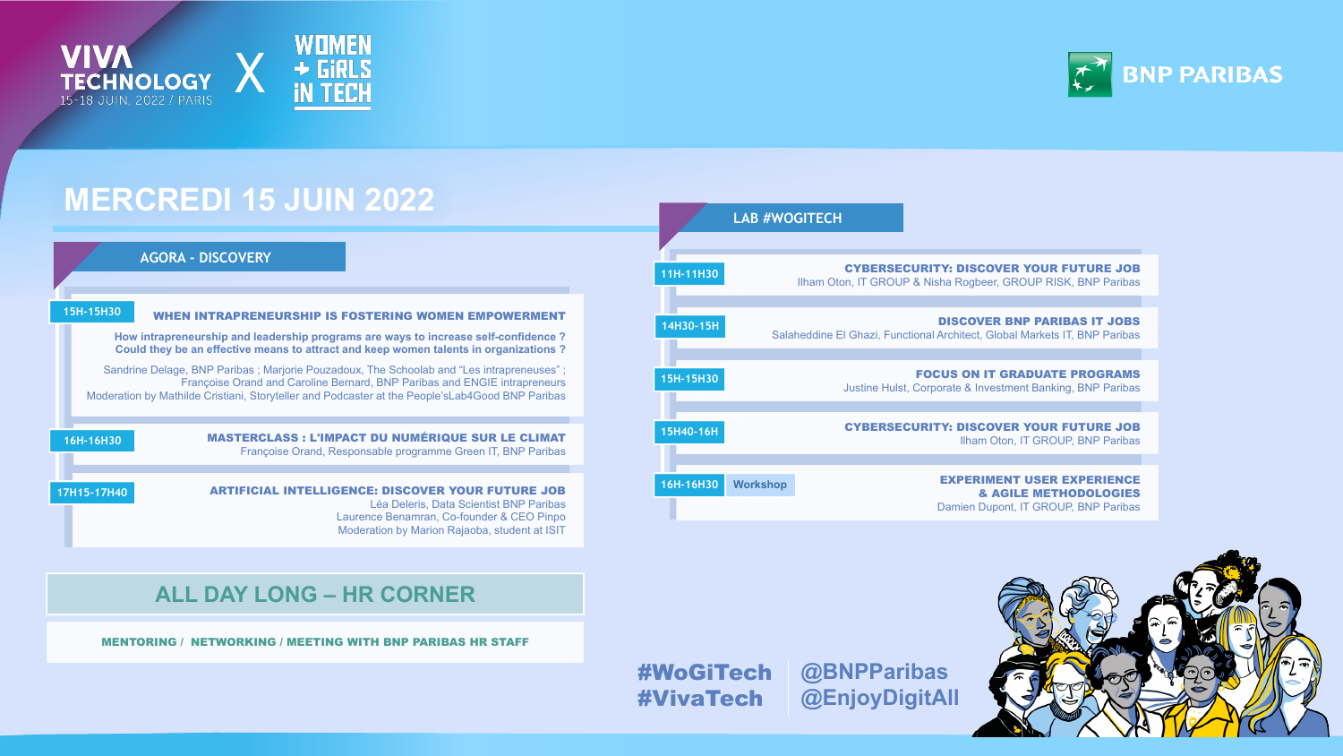VIVA TECHNOLOGY 15-18 JUIN. 2022 / PARIS X WOMEN + GIRLS IN TECH

BNP PARIBAS

# MERCREDI 15 JUIN 2022

## AGORA - DISCOVERY

**15H-15H30** — **WHEN INTRAPRENEURSHIP IS FOSTERING WOMEN EMPOWERMENT**

**How intrapreneurship and leadership programs are ways to increase self-confidence ? Could they be an effective means to attract and keep women talents in organizations ?**

Sandrine Delage, BNP Paribas ; Marjorie Pouzadoux, The Schoolab and "Les intrapreneuses" ; Françoise Orand and Caroline Bernard, BNP Paribas and ENGIE intrapreneurs
Moderation by Mathilde Cristiani, Storyteller and Podcaster at the People'sLab4Good BNP Paribas

**16H-16H30** — **MASTERCLASS : L'IMPACT DU NUMÉRIQUE SUR LE CLIMAT**

Françoise Orand, Responsable programme Green IT, BNP Paribas

**17H15-17H40** — **ARTIFICIAL INTELLIGENCE: DISCOVER YOUR FUTURE JOB**

Léa Deleris, Data Scientist BNP Paribas
Laurence Benamran, Co-founder & CEO Pinpo
Moderation by Marion Rajaoba, student at ISIT

## ALL DAY LONG – HR CORNER

**MENTORING / NETWORKING / MEETING WITH BNP PARIBAS HR STAFF**

## LAB #WOGITECH

**11H-11H30** — **CYBERSECURITY: DISCOVER YOUR FUTURE JOB**

Ilham Oton, IT GROUP & Nisha Rogbeer, GROUP RISK, BNP Paribas

**14H30-15H** — **DISCOVER BNP PARIBAS IT JOBS**

Salaheddine El Ghazi, Functional Architect, Global Markets IT, BNP Paribas

**15H-15H30** — **FOCUS ON IT GRADUATE PROGRAMS**

Justine Hulst, Corporate & Investment Banking, BNP Paribas

**15H40-16H** — **CYBERSECURITY: DISCOVER YOUR FUTURE JOB**

Ilham Oton, IT GROUP, BNP Paribas

**16H-16H30** — Workshop — **EXPERIMENT USER EXPERIENCE & AGILE METHODOLOGIES**

Damien Dupont, IT GROUP, BNP Paribas

#WoGiTech #VivaTech

@BNPParibas @EnjoyDigitAll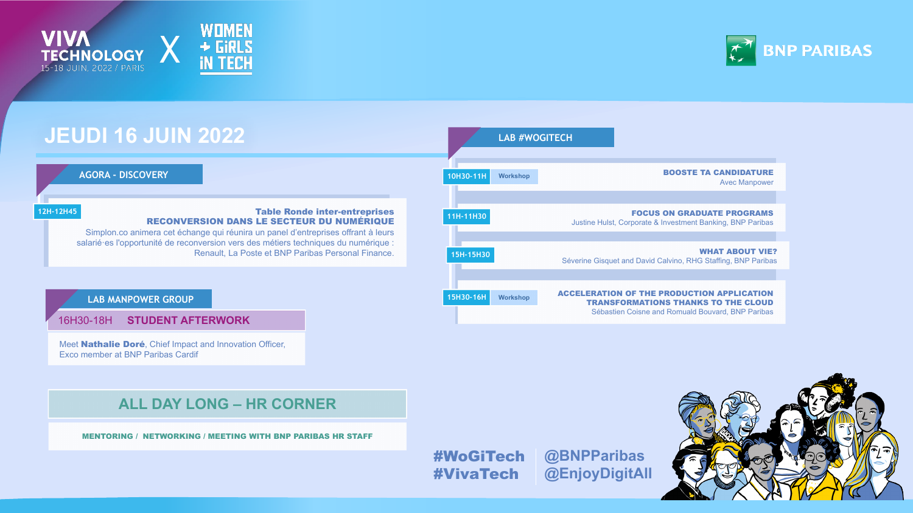VIVA TECHNOLOGY 15-18 JUIN. 2022 / PARIS X WOMEN + GIRLS IN TECH

BNP PARIBAS

# JEUDI 16 JUIN 2022

## AGORA - DISCOVERY

**12H-12H45**

**Table Ronde inter-entreprises**
**RECONVERSION DANS LE SECTEUR DU NUMÉRIQUE**

Simplon.co animera cet échange qui réunira un panel d'entreprises offrant à leurs salarié·es l'opportunité de reconversion vers des métiers techniques du numérique : Renault, La Poste et BNP Paribas Personal Finance.

## LAB MANPOWER GROUP

16H30-18H **STUDENT AFTERWORK**

Meet **Nathalie Doré**, Chief Impact and Innovation Officer, Exco member at BNP Paribas Cardif

## ALL DAY LONG – HR CORNER

**MENTORING / NETWORKING / MEETING WITH BNP PARIBAS HR STAFF**

## LAB #WOGITECH

**10H30-11H** Workshop
**BOOSTE TA CANDIDATURE**
Avec Manpower

**11H-11H30**
**FOCUS ON GRADUATE PROGRAMS**
Justine Hulst, Corporate & Investment Banking, BNP Paribas

**15H-15H30**
**WHAT ABOUT VIE?**
Séverine Gisquet and David Calvino, RHG Staffing, BNP Paribas

**15H30-16H** Workshop
**ACCELERATION OF THE PRODUCTION APPLICATION TRANSFORMATIONS THANKS TO THE CLOUD**
Sébastien Coisne and Romuald Bouvard, BNP Paribas

#WoGiTech
#VivaTech

@BNPParibas
@EnjoyDigitAll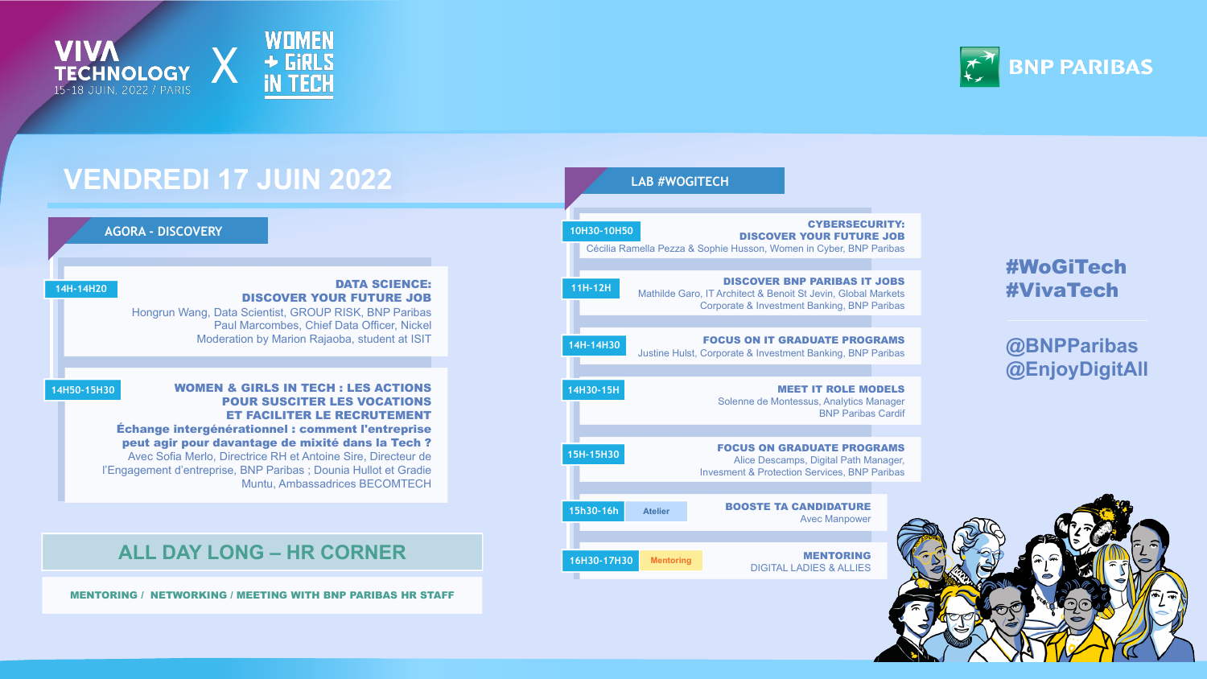VIVA TECHNOLOGY
15-18 JUIN. 2022 / PARIS

X

WOMEN + GIRLS IN TECH

BNP PARIBAS

# VENDREDI 17 JUIN 2022

## AGORA - DISCOVERY

**14H-14H20**

**DATA SCIENCE: DISCOVER YOUR FUTURE JOB**
Hongrun Wang, Data Scientist, GROUP RISK, BNP Paribas
Paul Marcombes, Chief Data Officer, Nickel
Moderation by Marion Rajaoba, student at ISIT

**14H50-15H30**

**WOMEN & GIRLS IN TECH : LES ACTIONS POUR SUSCITER LES VOCATIONS ET FACILITER LE RECRUTEMENT**
**Échange intergénérationnel : comment l'entreprise peut agir pour davantage de mixité dans la Tech ?**
Avec Sofia Merlo, Directrice RH et Antoine Sire, Directeur de l'Engagement d'entreprise, BNP Paribas ; Dounia Hullot et Gradie Muntu, Ambassadrices BECOMTECH

## ALL DAY LONG – HR CORNER

**MENTORING / NETWORKING / MEETING WITH BNP PARIBAS HR STAFF**

## LAB #WOGITECH

**10H30-10H50**

**CYBERSECURITY: DISCOVER YOUR FUTURE JOB**
Cécilia Ramella Pezza & Sophie Husson, Women in Cyber, BNP Paribas

**11H-12H**

**DISCOVER BNP PARIBAS IT JOBS**
Mathilde Garo, IT Architect & Benoit St Jevin, Global Markets Corporate & Investment Banking, BNP Paribas

**14H-14H30**

**FOCUS ON IT GRADUATE PROGRAMS**
Justine Hulst, Corporate & Investment Banking, BNP Paribas

**14H30-15H**

**MEET IT ROLE MODELS**
Solenne de Montessus, Analytics Manager BNP Paribas Cardif

**15H-15H30**

**FOCUS ON GRADUATE PROGRAMS**
Alice Descamps, Digital Path Manager, Invesment & Protection Services, BNP Paribas

**15h30-16h** — Atelier

**BOOSTE TA CANDIDATURE**
Avec Manpower

**16H30-17H30** — Mentoring

**MENTORING**
DIGITAL LADIES & ALLIES

#WoGiTech
#VivaTech

@BNPParibas
@EnjoyDigitAll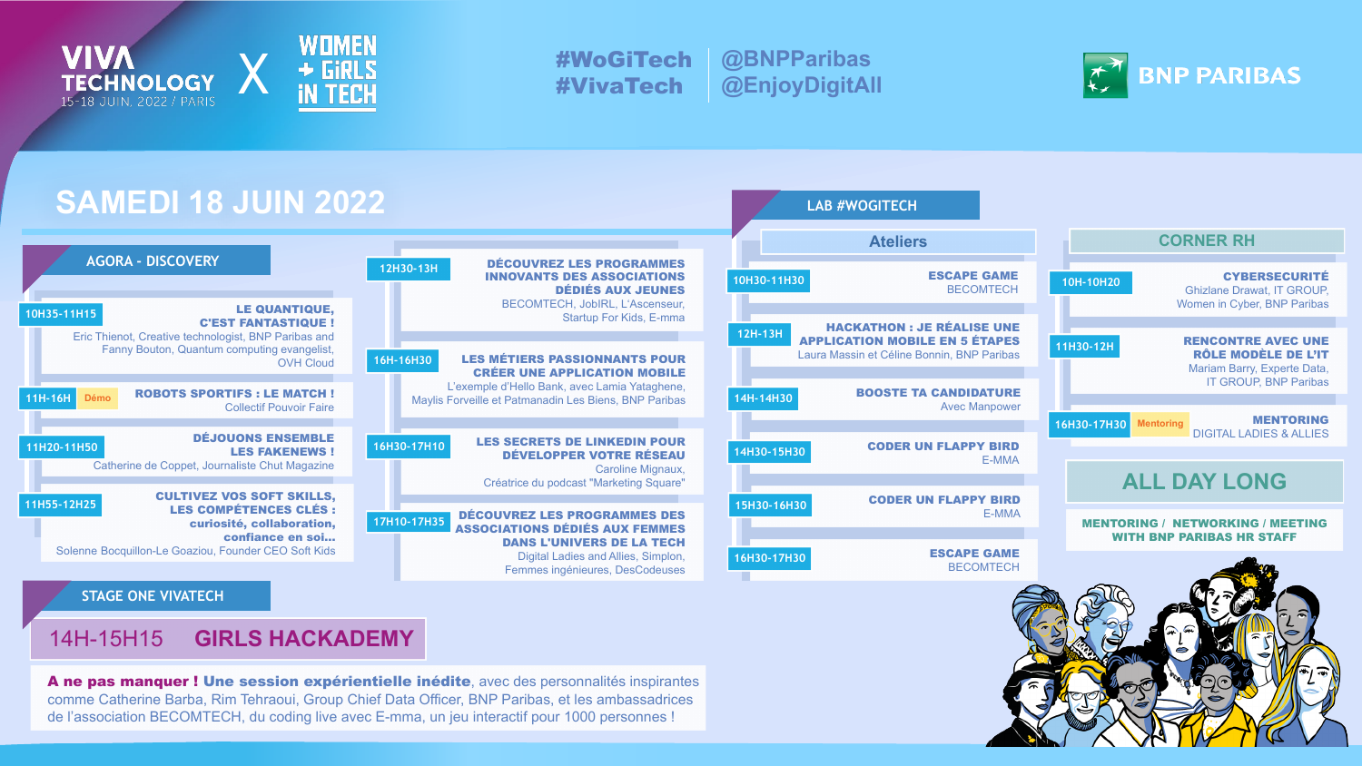VIVA TECHNOLOGY 15-18 JUIN, 2022 / PARIS X WOMEN + GIRLS IN TECH

#WoGiTech #VivaTech | @BNPParibas @EnjoyDigitAll

BNP PARIBAS

# SAMEDI 18 JUIN 2022

## AGORA - DISCOVERY

**10H35-11H15** — **LE QUANTIQUE, C'EST FANTASTIQUE !**
Eric Thienot, Creative technologist, BNP Paribas and Fanny Bouton, Quantum computing evangelist, OVH Cloud

**11H-16H** Démo — **ROBOTS SPORTIFS : LE MATCH !**
Collectif Pouvoir Faire

**11H20-11H50** — **DÉJOUENS ENSEMBLE LES FAKENEWS !**
Catherine de Coppet, Journaliste Chut Magazine

**11H55-12H25** — **CULTIVEZ VOS SOFT SKILLS, LES COMPÉTENCES CLÉS : curiosité, collaboration, confiance en soi...**
Solenne Bocquillon-Le Goaziou, Founder CEO Soft Kids

**12H30-13H** — **DÉCOUVREZ LES PROGRAMMES INNOVANTS DES ASSOCIATIONS DÉDIÉS AUX JEUNES**
BECOMTECH, JobIRL, L'Ascenseur, Startup For Kids, E-mma

**16H-16H30** — **LES MÉTIERS PASSIONNANTS POUR CRÉER UNE APPLICATION MOBILE**
L'exemple d'Hello Bank, avec Lamia Yataghene, Maylis Forveille et Patmanadin Les Biens, BNP Paribas

**16H30-17H10** — **LES SECRETS DE LINKEDIN POUR DÉVELOPPER VOTRE RÉSEAU**
Caroline Mignaux, Créatrice du podcast "Marketing Square"

**17H10-17H35** — **DÉCOUVREZ LES PROGRAMMES DES ASSOCIATIONS DÉDIÉS AUX FEMMES DANS L'UNIVERS DE LA TECH**
Digital Ladies and Allies, Simplon, Femmes ingénieures, DesCodeuses

## STAGE ONE VIVATECH

**14H-15H15 GIRLS HACKADEMY**

**A ne pas manquer ! Une session expérientielle inédite**, avec des personnalités inspirantes comme Catherine Barba, Rim Tehraoui, Group Chief Data Officer, BNP Paribas, et les ambassadrices de l'association BECOMTECH, du coding live avec E-mma, un jeu interactif pour 1000 personnes !

## LAB #WOGITECH

### Ateliers

**10H30-11H30** — **ESCAPE GAME**
BECOMTECH

**12H-13H** — **HACKATHON : JE RÉALISE UNE APPLICATION MOBILE EN 5 ÉTAPES**
Laura Massin et Céline Bonnin, BNP Paribas

**14H-14H30** — **BOOSTE TA CANDIDATURE**
Avec Manpower

**14H30-15H30** — **CODER UN FLAPPY BIRD**
E-MMA

**15H30-16H30** — **CODER UN FLAPPY BIRD**
E-MMA

**16H30-17H30** — **ESCAPE GAME**
BECOMTECH

### CORNER RH

**10H-10H20** — **CYBERSECURITÉ**
Ghizlane Drawat, IT GROUP, Women in Cyber, BNP Paribas

**11H30-12H** — **RENCONTRE AVEC UNE RÔLE MODÈLE DE L'IT**
Mariam Barry, Experte Data, IT GROUP, BNP Paribas

**16H30-17H30** Mentoring — **MENTORING**
DIGITAL LADIES & ALLIES

### ALL DAY LONG

**MENTORING / NETWORKING / MEETING WITH BNP PARIBAS HR STAFF**